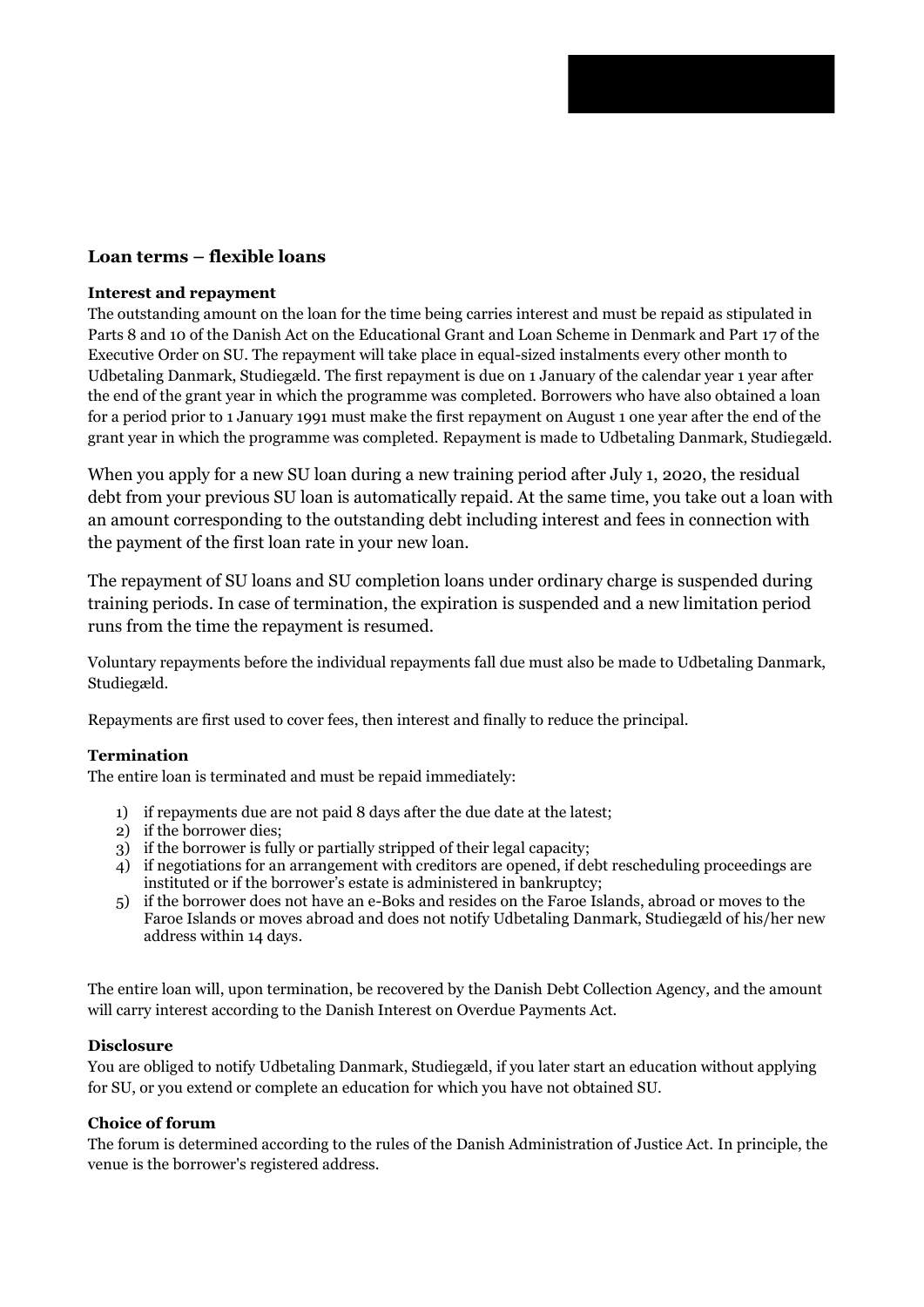## Loan terms – flexible loans

### Interest and repayment

The outstanding amount on the loan for the time being carries interest and must be repaid as stipulated in Parts 8 and 10 of the Danish Act on the Educational Grant and Loan Scheme in Denmark and Part 17 of the Executive Order on SU. The repayment will take place in equal-sized instalments every other month to Udbetaling Danmark, Studiegæld. The first repayment is due on 1 January of the calendar year 1 year after the end of the grant year in which the programme was completed. Borrowers who have also obtained a loan for a period prior to 1 January 1991 must make the first repayment on August 1 one year after the end of the grant year in which the programme was completed. Repayment is made to Udbetaling Danmark, Studiegæld.

When you apply for a new SU loan during a new training period after July 1, 2020, the residual debt from your previous SU loan is automatically repaid. At the same time, you take out a loan with an amount corresponding to the outstanding debt including interest and fees in connection with the payment of the first loan rate in your new loan.

The repayment of SU loans and SU completion loans under ordinary charge is suspended during training periods. In case of termination, the expiration is suspended and a new limitation period runs from the time the repayment is resumed.

Voluntary repayments before the individual repayments fall due must also be made to Udbetaling Danmark, Studiegæld.

Repayments are first used to cover fees, then interest and finally to reduce the principal.

### Termination

The entire loan is terminated and must be repaid immediately:

1) if repayments due are not paid 8 days after the due date at the latest;
2) if the borrower dies;
3) if the borrower is fully or partially stripped of their legal capacity;
4) if negotiations for an arrangement with creditors are opened, if debt rescheduling proceedings are instituted or if the borrower's estate is administered in bankruptcy;
5) if the borrower does not have an e-Boks and resides on the Faroe Islands, abroad or moves to the Faroe Islands or moves abroad and does not notify Udbetaling Danmark, Studiegæld of his/her new address within 14 days.

The entire loan will, upon termination, be recovered by the Danish Debt Collection Agency, and the amount will carry interest according to the Danish Interest on Overdue Payments Act.

### Disclosure

You are obliged to notify Udbetaling Danmark, Studiegæld, if you later start an education without applying for SU, or you extend or complete an education for which you have not obtained SU.

### Choice of forum

The forum is determined according to the rules of the Danish Administration of Justice Act. In principle, the venue is the borrower's registered address.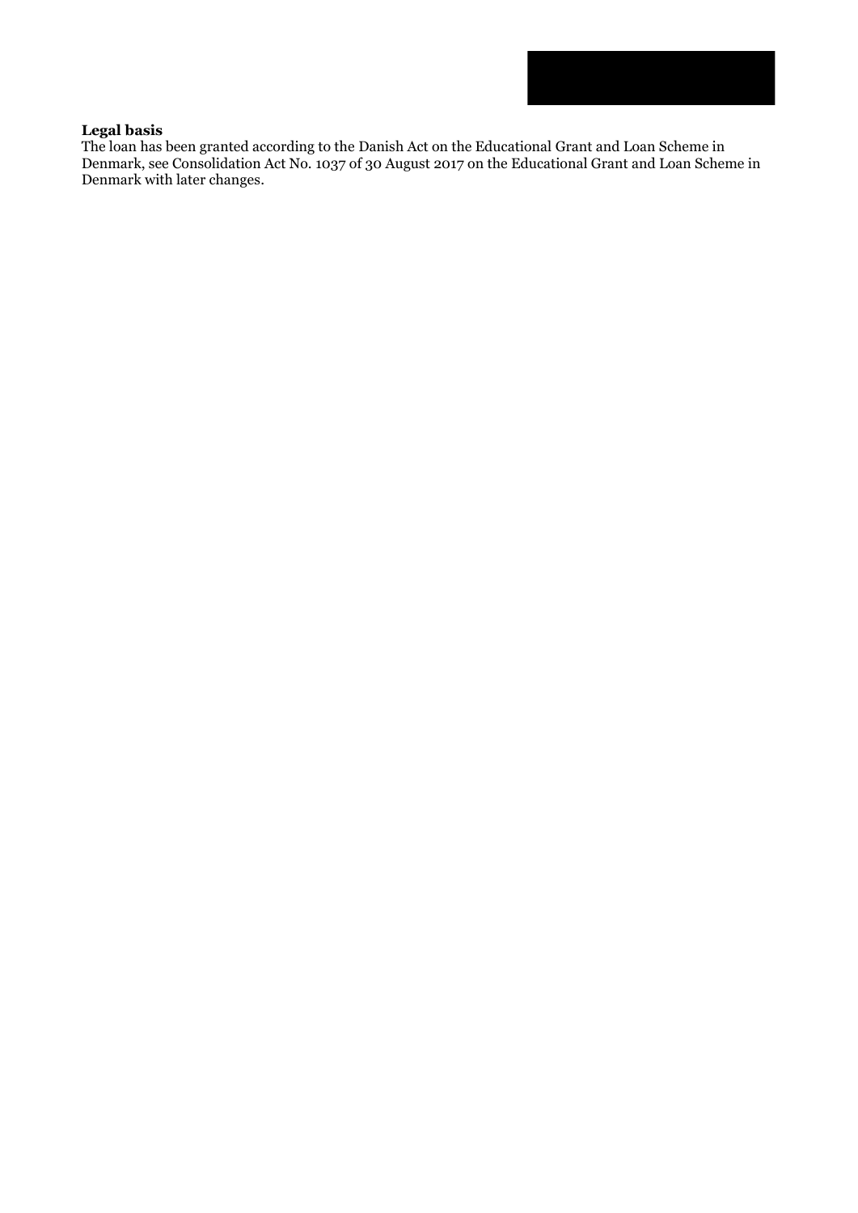**Legal basis**
The loan has been granted according to the Danish Act on the Educational Grant and Loan Scheme in Denmark, see Consolidation Act No. 1037 of 30 August 2017 on the Educational Grant and Loan Scheme in Denmark with later changes.